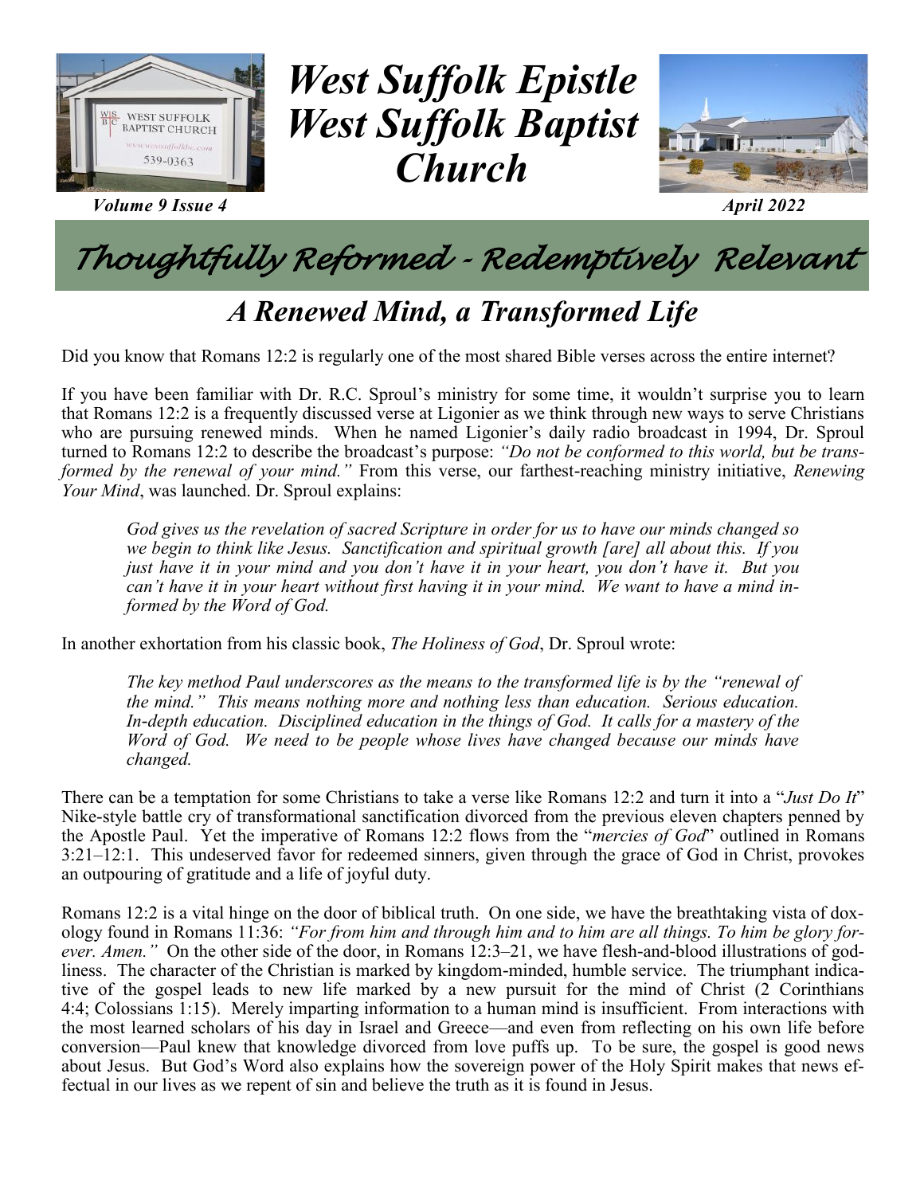# West Suffolk Epistle West Suffolk Baptist Church

*Volume 9 Issue 4* *April 2022*

## *Thoughtfully Reformed - Redemptively Relevant*

## *A Renewed Mind, a Transformed Life*

Did you know that Romans 12:2 is regularly one of the most shared Bible verses across the entire internet?

If you have been familiar with Dr. R.C. Sproul's ministry for some time, it wouldn't surprise you to learn that Romans 12:2 is a frequently discussed verse at Ligonier as we think through new ways to serve Christians who are pursuing renewed minds. When he named Ligonier's daily radio broadcast in 1994, Dr. Sproul turned to Romans 12:2 to describe the broadcast's purpose: *"Do not be conformed to this world, but be transformed by the renewal of your mind."* From this verse, our farthest-reaching ministry initiative, *Renewing Your Mind*, was launched. Dr. Sproul explains:

> *God gives us the revelation of sacred Scripture in order for us to have our minds changed so we begin to think like Jesus. Sanctification and spiritual growth [are] all about this. If you just have it in your mind and you don't have it in your heart, you don't have it. But you can't have it in your heart without first having it in your mind. We want to have a mind informed by the Word of God.*

In another exhortation from his classic book, *The Holiness of God*, Dr. Sproul wrote:

> *The key method Paul underscores as the means to the transformed life is by the "renewal of the mind." This means nothing more and nothing less than education. Serious education. In-depth education. Disciplined education in the things of God. It calls for a mastery of the Word of God. We need to be people whose lives have changed because our minds have changed.*

There can be a temptation for some Christians to take a verse like Romans 12:2 and turn it into a "*Just Do It*" Nike-style battle cry of transformational sanctification divorced from the previous eleven chapters penned by the Apostle Paul. Yet the imperative of Romans 12:2 flows from the "*mercies of God*" outlined in Romans 3:21–12:1. This undeserved favor for redeemed sinners, given through the grace of God in Christ, provokes an outpouring of gratitude and a life of joyful duty.

Romans 12:2 is a vital hinge on the door of biblical truth. On one side, we have the breathtaking vista of doxology found in Romans 11:36: *"For from him and through him and to him are all things. To him be glory forever. Amen."* On the other side of the door, in Romans 12:3–21, we have flesh-and-blood illustrations of godliness. The character of the Christian is marked by kingdom-minded, humble service. The triumphant indicative of the gospel leads to new life marked by a new pursuit for the mind of Christ (2 Corinthians 4:4; Colossians 1:15). Merely imparting information to a human mind is insufficient. From interactions with the most learned scholars of his day in Israel and Greece—and even from reflecting on his own life before conversion—Paul knew that knowledge divorced from love puffs up. To be sure, the gospel is good news about Jesus. But God's Word also explains how the sovereign power of the Holy Spirit makes that news effectual in our lives as we repent of sin and believe the truth as it is found in Jesus.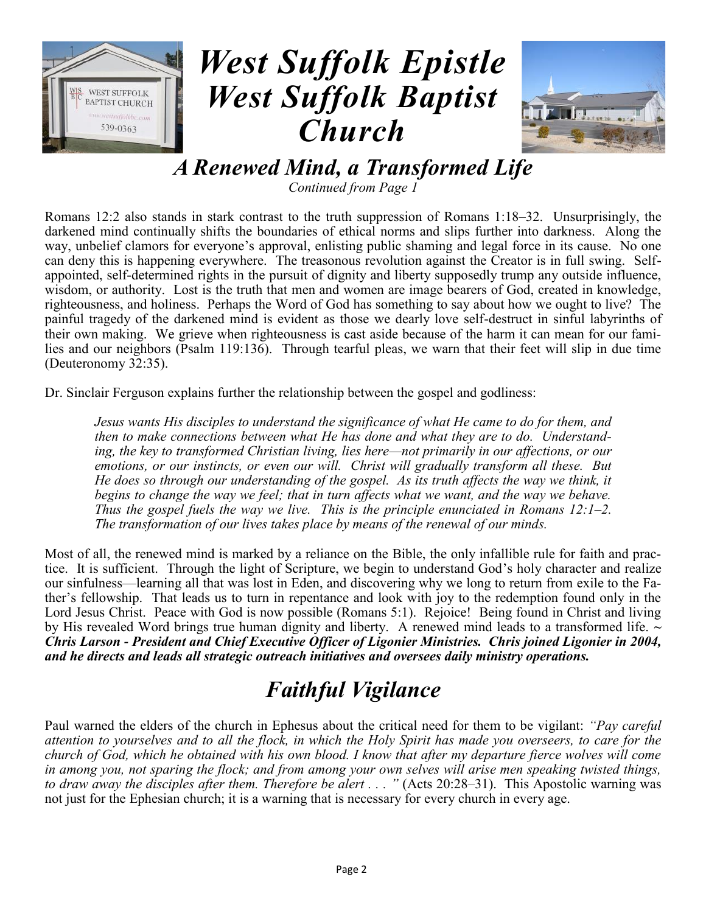# West Suffolk Epistle West Suffolk Baptist Church

## A Renewed Mind, a Transformed Life

*Continued from Page 1*

Romans 12:2 also stands in stark contrast to the truth suppression of Romans 1:18–32. Unsurprisingly, the darkened mind continually shifts the boundaries of ethical norms and slips further into darkness. Along the way, unbelief clamors for everyone's approval, enlisting public shaming and legal force in its cause. No one can deny this is happening everywhere. The treasonous revolution against the Creator is in full swing. Self-appointed, self-determined rights in the pursuit of dignity and liberty supposedly trump any outside influence, wisdom, or authority. Lost is the truth that men and women are image bearers of God, created in knowledge, righteousness, and holiness. Perhaps the Word of God has something to say about how we ought to live? The painful tragedy of the darkened mind is evident as those we dearly love self-destruct in sinful labyrinths of their own making. We grieve when righteousness is cast aside because of the harm it can mean for our families and our neighbors (Psalm 119:136). Through tearful pleas, we warn that their feet will slip in due time (Deuteronomy 32:35).

Dr. Sinclair Ferguson explains further the relationship between the gospel and godliness:

> *Jesus wants His disciples to understand the significance of what He came to do for them, and then to make connections between what He has done and what they are to do. Understanding, the key to transformed Christian living, lies here—not primarily in our affections, or our emotions, or our instincts, or even our will. Christ will gradually transform all these. But He does so through our understanding of the gospel. As its truth affects the way we think, it begins to change the way we feel; that in turn affects what we want, and the way we behave. Thus the gospel fuels the way we live. This is the principle enunciated in Romans 12:1–2. The transformation of our lives takes place by means of the renewal of our minds.*

Most of all, the renewed mind is marked by a reliance on the Bible, the only infallible rule for faith and practice. It is sufficient. Through the light of Scripture, we begin to understand God's holy character and realize our sinfulness—learning all that was lost in Eden, and discovering why we long to return from exile to the Father's fellowship. That leads us to turn in repentance and look with joy to the redemption found only in the Lord Jesus Christ. Peace with God is now possible (Romans 5:1). Rejoice! Being found in Christ and living by His revealed Word brings true human dignity and liberty. A renewed mind leads to a transformed life. ~ ***Chris Larson - President and Chief Executive Officer of Ligonier Ministries. Chris joined Ligonier in 2004, and he directs and leads all strategic outreach initiatives and oversees daily ministry operations.***

## Faithful Vigilance

Paul warned the elders of the church in Ephesus about the critical need for them to be vigilant: *"Pay careful attention to yourselves and to all the flock, in which the Holy Spirit has made you overseers, to care for the church of God, which he obtained with his own blood. I know that after my departure fierce wolves will come in among you, not sparing the flock; and from among your own selves will arise men speaking twisted things, to draw away the disciples after them. Therefore be alert . . . "* (Acts 20:28–31). This Apostolic warning was not just for the Ephesian church; it is a warning that is necessary for every church in every age.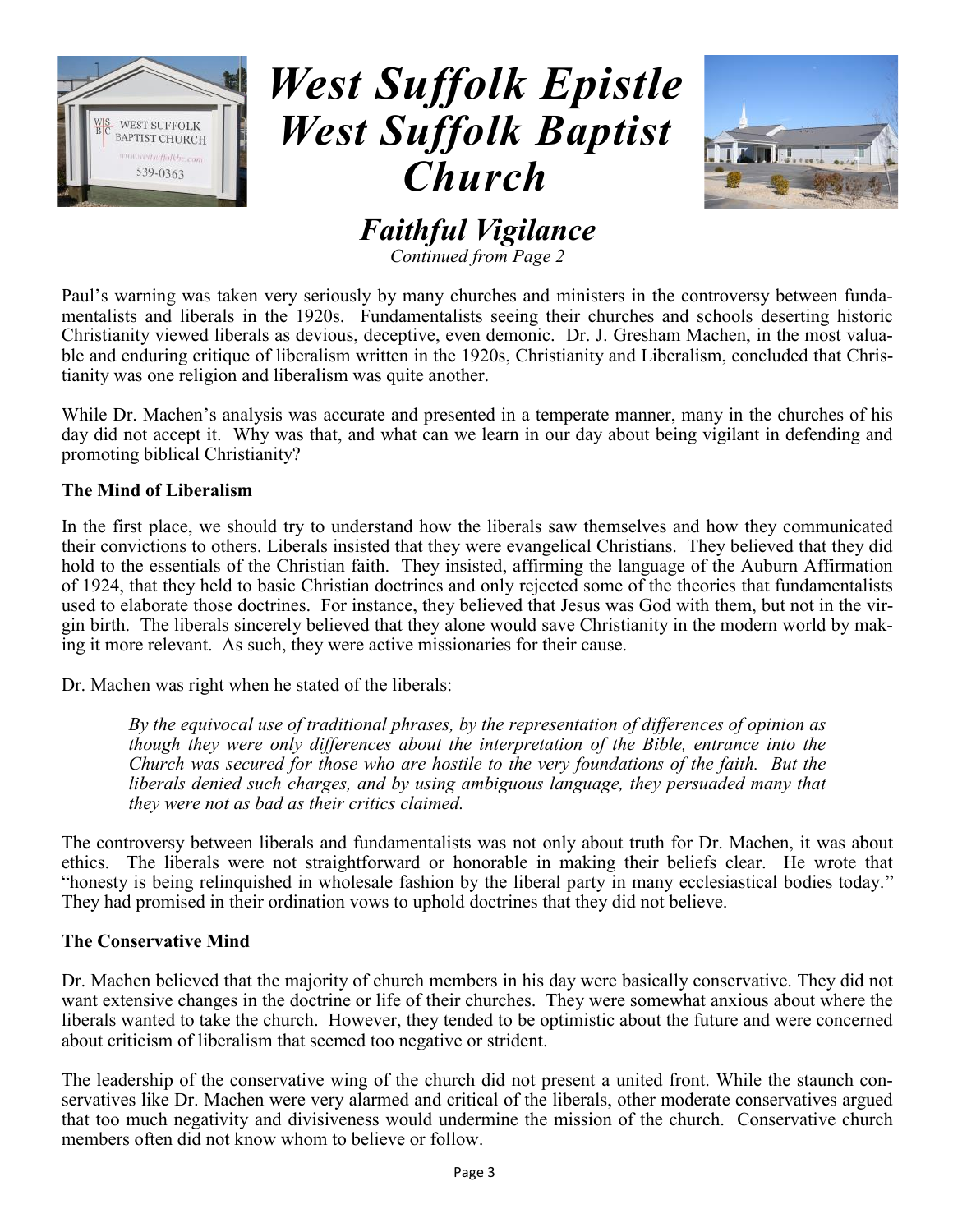# West Suffolk Epistle
# West Suffolk Baptist Church

## Faithful Vigilance

*Continued from Page 2*

Paul's warning was taken very seriously by many churches and ministers in the controversy between fundamentalists and liberals in the 1920s. Fundamentalists seeing their churches and schools deserting historic Christianity viewed liberals as devious, deceptive, even demonic. Dr. J. Gresham Machen, in the most valuable and enduring critique of liberalism written in the 1920s, Christianity and Liberalism, concluded that Christianity was one religion and liberalism was quite another.

While Dr. Machen's analysis was accurate and presented in a temperate manner, many in the churches of his day did not accept it. Why was that, and what can we learn in our day about being vigilant in defending and promoting biblical Christianity?

**The Mind of Liberalism**

In the first place, we should try to understand how the liberals saw themselves and how they communicated their convictions to others. Liberals insisted that they were evangelical Christians. They believed that they did hold to the essentials of the Christian faith. They insisted, affirming the language of the Auburn Affirmation of 1924, that they held to basic Christian doctrines and only rejected some of the theories that fundamentalists used to elaborate those doctrines. For instance, they believed that Jesus was God with them, but not in the virgin birth. The liberals sincerely believed that they alone would save Christianity in the modern world by making it more relevant. As such, they were active missionaries for their cause.

Dr. Machen was right when he stated of the liberals:

> *By the equivocal use of traditional phrases, by the representation of differences of opinion as though they were only differences about the interpretation of the Bible, entrance into the Church was secured for those who are hostile to the very foundations of the faith. But the liberals denied such charges, and by using ambiguous language, they persuaded many that they were not as bad as their critics claimed.*

The controversy between liberals and fundamentalists was not only about truth for Dr. Machen, it was about ethics. The liberals were not straightforward or honorable in making their beliefs clear. He wrote that "honesty is being relinquished in wholesale fashion by the liberal party in many ecclesiastical bodies today." They had promised in their ordination vows to uphold doctrines that they did not believe.

**The Conservative Mind**

Dr. Machen believed that the majority of church members in his day were basically conservative. They did not want extensive changes in the doctrine or life of their churches. They were somewhat anxious about where the liberals wanted to take the church. However, they tended to be optimistic about the future and were concerned about criticism of liberalism that seemed too negative or strident.

The leadership of the conservative wing of the church did not present a united front. While the staunch conservatives like Dr. Machen were very alarmed and critical of the liberals, other moderate conservatives argued that too much negativity and divisiveness would undermine the mission of the church. Conservative church members often did not know whom to believe or follow.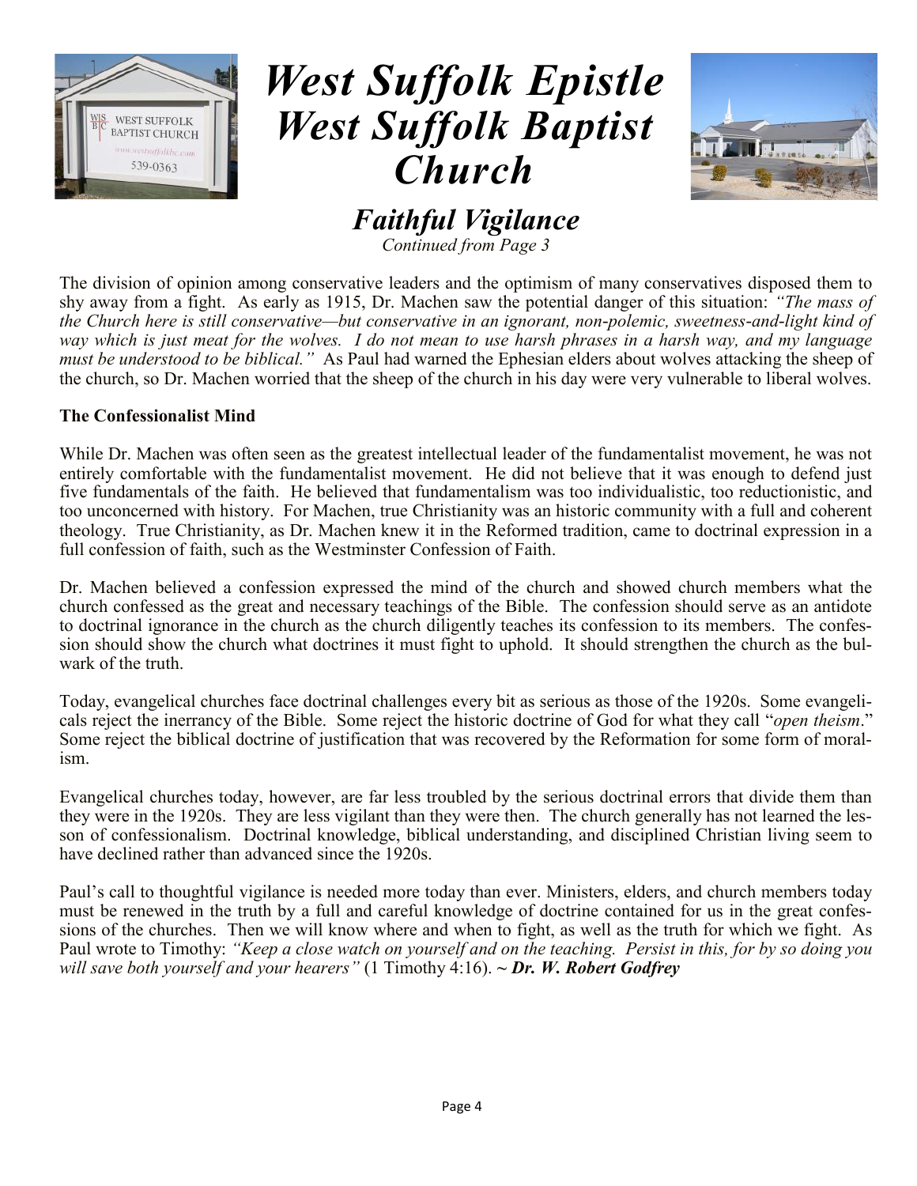# *West Suffolk Epistle West Suffolk Baptist Church*

## *Faithful Vigilance*

*Continued from Page 3*

The division of opinion among conservative leaders and the optimism of many conservatives disposed them to shy away from a fight. As early as 1915, Dr. Machen saw the potential danger of this situation: *"The mass of the Church here is still conservative—but conservative in an ignorant, non-polemic, sweetness-and-light kind of way which is just meat for the wolves. I do not mean to use harsh phrases in a harsh way, and my language must be understood to be biblical."* As Paul had warned the Ephesian elders about wolves attacking the sheep of the church, so Dr. Machen worried that the sheep of the church in his day were very vulnerable to liberal wolves.

**The Confessionalist Mind**

While Dr. Machen was often seen as the greatest intellectual leader of the fundamentalist movement, he was not entirely comfortable with the fundamentalist movement. He did not believe that it was enough to defend just five fundamentals of the faith. He believed that fundamentalism was too individualistic, too reductionistic, and too unconcerned with history. For Machen, true Christianity was an historic community with a full and coherent theology. True Christianity, as Dr. Machen knew it in the Reformed tradition, came to doctrinal expression in a full confession of faith, such as the Westminster Confession of Faith.

Dr. Machen believed a confession expressed the mind of the church and showed church members what the church confessed as the great and necessary teachings of the Bible. The confession should serve as an antidote to doctrinal ignorance in the church as the church diligently teaches its confession to its members. The confession should show the church what doctrines it must fight to uphold. It should strengthen the church as the bulwark of the truth.

Today, evangelical churches face doctrinal challenges every bit as serious as those of the 1920s. Some evangelicals reject the inerrancy of the Bible. Some reject the historic doctrine of God for what they call "*open theism*." Some reject the biblical doctrine of justification that was recovered by the Reformation for some form of moralism.

Evangelical churches today, however, are far less troubled by the serious doctrinal errors that divide them than they were in the 1920s. They are less vigilant than they were then. The church generally has not learned the lesson of confessionalism. Doctrinal knowledge, biblical understanding, and disciplined Christian living seem to have declined rather than advanced since the 1920s.

Paul's call to thoughtful vigilance is needed more today than ever. Ministers, elders, and church members today must be renewed in the truth by a full and careful knowledge of doctrine contained for us in the great confessions of the churches. Then we will know where and when to fight, as well as the truth for which we fight. As Paul wrote to Timothy: *"Keep a close watch on yourself and on the teaching. Persist in this, for by so doing you will save both yourself and your hearers"* (1 Timothy 4:16). ~ ***Dr. W. Robert Godfrey***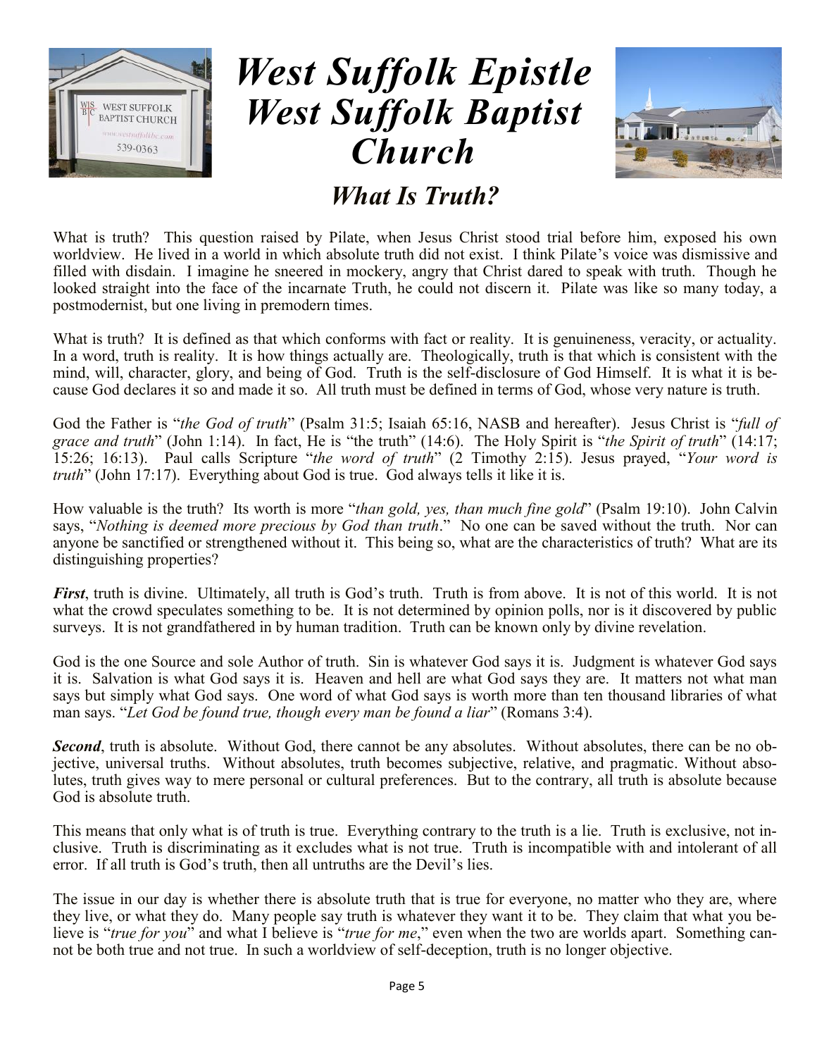# West Suffolk Epistle
# West Suffolk Baptist Church

## What Is Truth?

What is truth? This question raised by Pilate, when Jesus Christ stood trial before him, exposed his own worldview. He lived in a world in which absolute truth did not exist. I think Pilate's voice was dismissive and filled with disdain. I imagine he sneered in mockery, angry that Christ dared to speak with truth. Though he looked straight into the face of the incarnate Truth, he could not discern it. Pilate was like so many today, a postmodernist, but one living in premodern times.

What is truth? It is defined as that which conforms with fact or reality. It is genuineness, veracity, or actuality. In a word, truth is reality. It is how things actually are. Theologically, truth is that which is consistent with the mind, will, character, glory, and being of God. Truth is the self-disclosure of God Himself. It is what it is because God declares it so and made it so. All truth must be defined in terms of God, whose very nature is truth.

God the Father is "*the God of truth*" (Psalm 31:5; Isaiah 65:16, NASB and hereafter). Jesus Christ is "*full of grace and truth*" (John 1:14). In fact, He is "the truth" (14:6). The Holy Spirit is "*the Spirit of truth*" (14:17; 15:26; 16:13). Paul calls Scripture "*the word of truth*" (2 Timothy 2:15). Jesus prayed, "*Your word is truth*" (John 17:17). Everything about God is true. God always tells it like it is.

How valuable is the truth? Its worth is more "*than gold, yes, than much fine gold*" (Psalm 19:10). John Calvin says, "*Nothing is deemed more precious by God than truth*." No one can be saved without the truth. Nor can anyone be sanctified or strengthened without it. This being so, what are the characteristics of truth? What are its distinguishing properties?

***First***, truth is divine. Ultimately, all truth is God's truth. Truth is from above. It is not of this world. It is not what the crowd speculates something to be. It is not determined by opinion polls, nor is it discovered by public surveys. It is not grandfathered in by human tradition. Truth can be known only by divine revelation.

God is the one Source and sole Author of truth. Sin is whatever God says it is. Judgment is whatever God says it is. Salvation is what God says it is. Heaven and hell are what God says they are. It matters not what man says but simply what God says. One word of what God says is worth more than ten thousand libraries of what man says. "*Let God be found true, though every man be found a liar*" (Romans 3:4).

***Second***, truth is absolute. Without God, there cannot be any absolutes. Without absolutes, there can be no objective, universal truths. Without absolutes, truth becomes subjective, relative, and pragmatic. Without absolutes, truth gives way to mere personal or cultural preferences. But to the contrary, all truth is absolute because God is absolute truth.

This means that only what is of truth is true. Everything contrary to the truth is a lie. Truth is exclusive, not inclusive. Truth is discriminating as it excludes what is not true. Truth is incompatible with and intolerant of all error. If all truth is God's truth, then all untruths are the Devil's lies.

The issue in our day is whether there is absolute truth that is true for everyone, no matter who they are, where they live, or what they do. Many people say truth is whatever they want it to be. They claim that what you believe is "*true for you*" and what I believe is "*true for me*," even when the two are worlds apart. Something cannot be both true and not true. In such a worldview of self-deception, truth is no longer objective.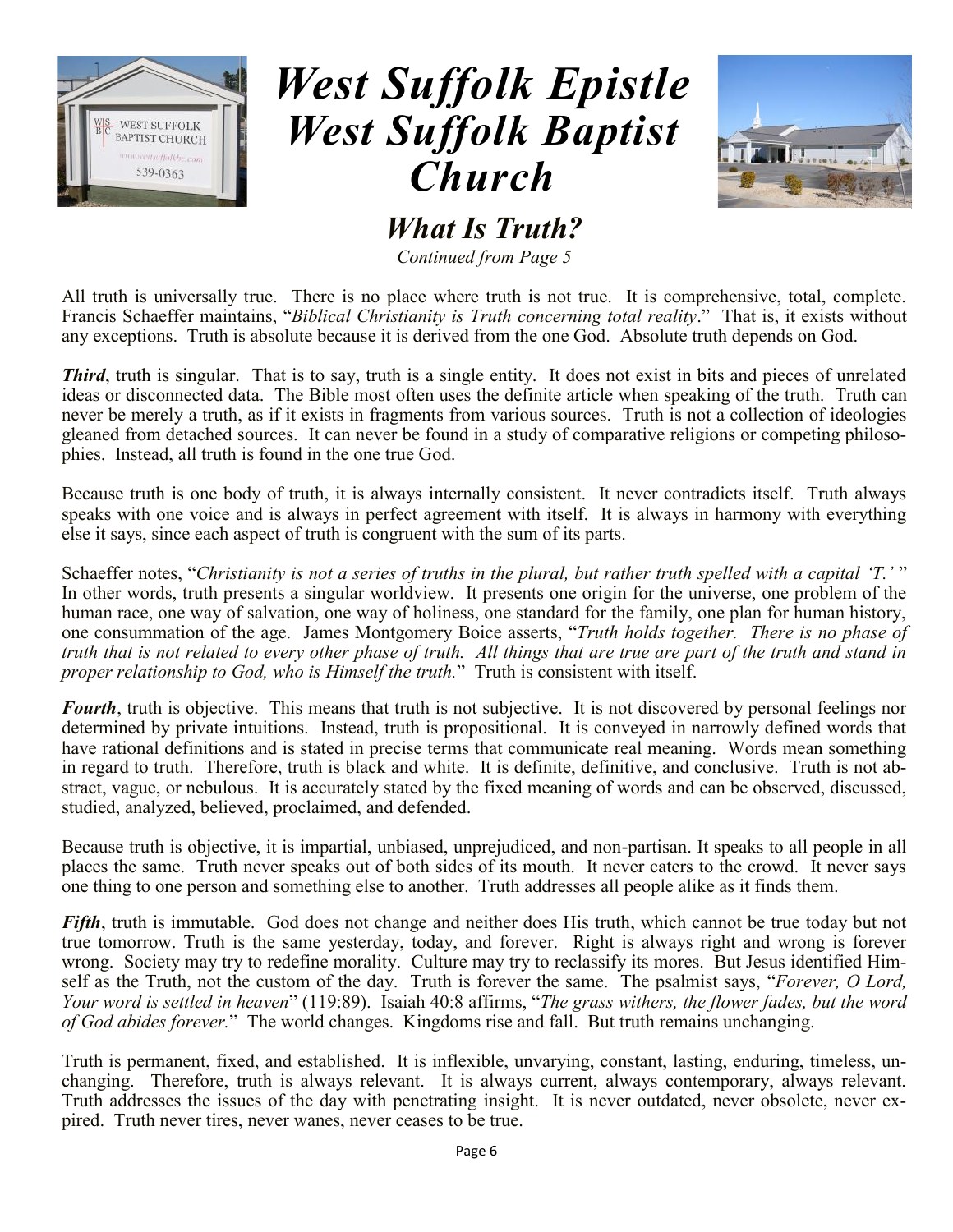# West Suffolk Epistle
# West Suffolk Baptist Church

## What Is Truth?

*Continued from Page 5*

All truth is universally true. There is no place where truth is not true. It is comprehensive, total, complete. Francis Schaeffer maintains, "*Biblical Christianity is Truth concerning total reality*." That is, it exists without any exceptions. Truth is absolute because it is derived from the one God. Absolute truth depends on God.

***Third***, truth is singular. That is to say, truth is a single entity. It does not exist in bits and pieces of unrelated ideas or disconnected data. The Bible most often uses the definite article when speaking of the truth. Truth can never be merely a truth, as if it exists in fragments from various sources. Truth is not a collection of ideologies gleaned from detached sources. It can never be found in a study of comparative religions or competing philosophies. Instead, all truth is found in the one true God.

Because truth is one body of truth, it is always internally consistent. It never contradicts itself. Truth always speaks with one voice and is always in perfect agreement with itself. It is always in harmony with everything else it says, since each aspect of truth is congruent with the sum of its parts.

Schaeffer notes, "*Christianity is not a series of truths in the plural, but rather truth spelled with a capital 'T.'* " In other words, truth presents a singular worldview. It presents one origin for the universe, one problem of the human race, one way of salvation, one way of holiness, one standard for the family, one plan for human history, one consummation of the age. James Montgomery Boice asserts, "*Truth holds together. There is no phase of truth that is not related to every other phase of truth. All things that are true are part of the truth and stand in proper relationship to God, who is Himself the truth.*" Truth is consistent with itself.

***Fourth***, truth is objective. This means that truth is not subjective. It is not discovered by personal feelings nor determined by private intuitions. Instead, truth is propositional. It is conveyed in narrowly defined words that have rational definitions and is stated in precise terms that communicate real meaning. Words mean something in regard to truth. Therefore, truth is black and white. It is definite, definitive, and conclusive. Truth is not abstract, vague, or nebulous. It is accurately stated by the fixed meaning of words and can be observed, discussed, studied, analyzed, believed, proclaimed, and defended.

Because truth is objective, it is impartial, unbiased, unprejudiced, and non-partisan. It speaks to all people in all places the same. Truth never speaks out of both sides of its mouth. It never caters to the crowd. It never says one thing to one person and something else to another. Truth addresses all people alike as it finds them.

***Fifth***, truth is immutable. God does not change and neither does His truth, which cannot be true today but not true tomorrow. Truth is the same yesterday, today, and forever. Right is always right and wrong is forever wrong. Society may try to redefine morality. Culture may try to reclassify its mores. But Jesus identified Himself as the Truth, not the custom of the day. Truth is forever the same. The psalmist says, "*Forever, O Lord, Your word is settled in heaven*" (119:89). Isaiah 40:8 affirms, "*The grass withers, the flower fades, but the word of God abides forever.*" The world changes. Kingdoms rise and fall. But truth remains unchanging.

Truth is permanent, fixed, and established. It is inflexible, unvarying, constant, lasting, enduring, timeless, unchanging. Therefore, truth is always relevant. It is always current, always contemporary, always relevant. Truth addresses the issues of the day with penetrating insight. It is never outdated, never obsolete, never expired. Truth never tires, never wanes, never ceases to be true.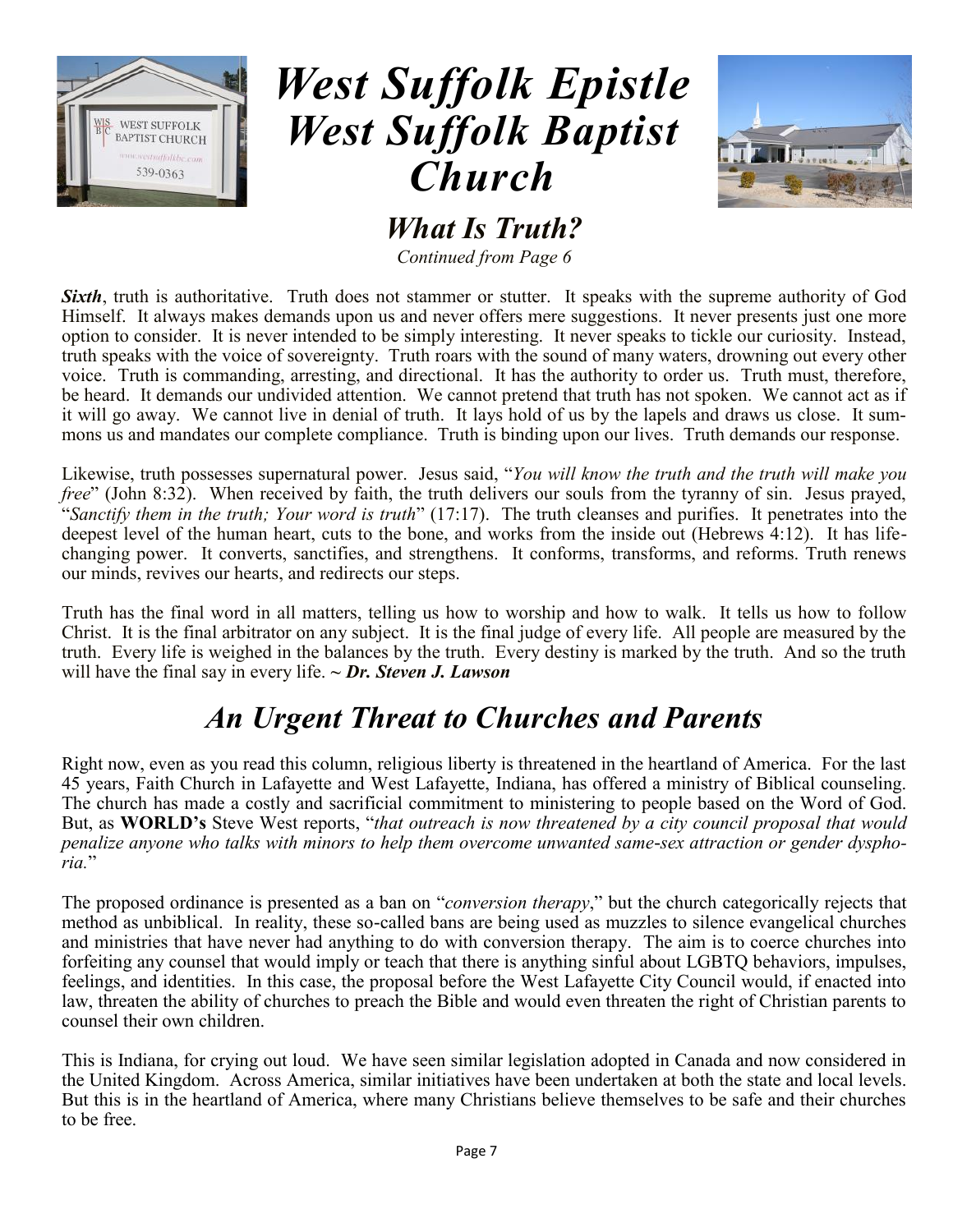# West Suffolk Epistle West Suffolk Baptist Church

## What Is Truth?

*Continued from Page 6*

***Sixth***, truth is authoritative. Truth does not stammer or stutter. It speaks with the supreme authority of God Himself. It always makes demands upon us and never offers mere suggestions. It never presents just one more option to consider. It is never intended to be simply interesting. It never speaks to tickle our curiosity. Instead, truth speaks with the voice of sovereignty. Truth roars with the sound of many waters, drowning out every other voice. Truth is commanding, arresting, and directional. It has the authority to order us. Truth must, therefore, be heard. It demands our undivided attention. We cannot pretend that truth has not spoken. We cannot act as if it will go away. We cannot live in denial of truth. It lays hold of us by the lapels and draws us close. It summons us and mandates our complete compliance. Truth is binding upon our lives. Truth demands our response.

Likewise, truth possesses supernatural power. Jesus said, "*You will know the truth and the truth will make you free*" (John 8:32). When received by faith, the truth delivers our souls from the tyranny of sin. Jesus prayed, "*Sanctify them in the truth; Your word is truth*" (17:17). The truth cleanses and purifies. It penetrates into the deepest level of the human heart, cuts to the bone, and works from the inside out (Hebrews 4:12). It has life-changing power. It converts, sanctifies, and strengthens. It conforms, transforms, and reforms. Truth renews our minds, revives our hearts, and redirects our steps.

Truth has the final word in all matters, telling us how to worship and how to walk. It tells us how to follow Christ. It is the final arbitrator on any subject. It is the final judge of every life. All people are measured by the truth. Every life is weighed in the balances by the truth. Every destiny is marked by the truth. And so the truth will have the final say in every life. ~ ***Dr. Steven J. Lawson***

## An Urgent Threat to Churches and Parents

Right now, even as you read this column, religious liberty is threatened in the heartland of America. For the last 45 years, Faith Church in Lafayette and West Lafayette, Indiana, has offered a ministry of Biblical counseling. The church has made a costly and sacrificial commitment to ministering to people based on the Word of God. But, as **WORLD's** Steve West reports, "*that outreach is now threatened by a city council proposal that would penalize anyone who talks with minors to help them overcome unwanted same-sex attraction or gender dysphoria.*"

The proposed ordinance is presented as a ban on "*conversion therapy*," but the church categorically rejects that method as unbiblical. In reality, these so-called bans are being used as muzzles to silence evangelical churches and ministries that have never had anything to do with conversion therapy. The aim is to coerce churches into forfeiting any counsel that would imply or teach that there is anything sinful about LGBTQ behaviors, impulses, feelings, and identities. In this case, the proposal before the West Lafayette City Council would, if enacted into law, threaten the ability of churches to preach the Bible and would even threaten the right of Christian parents to counsel their own children.

This is Indiana, for crying out loud. We have seen similar legislation adopted in Canada and now considered in the United Kingdom. Across America, similar initiatives have been undertaken at both the state and local levels. But this is in the heartland of America, where many Christians believe themselves to be safe and their churches to be free.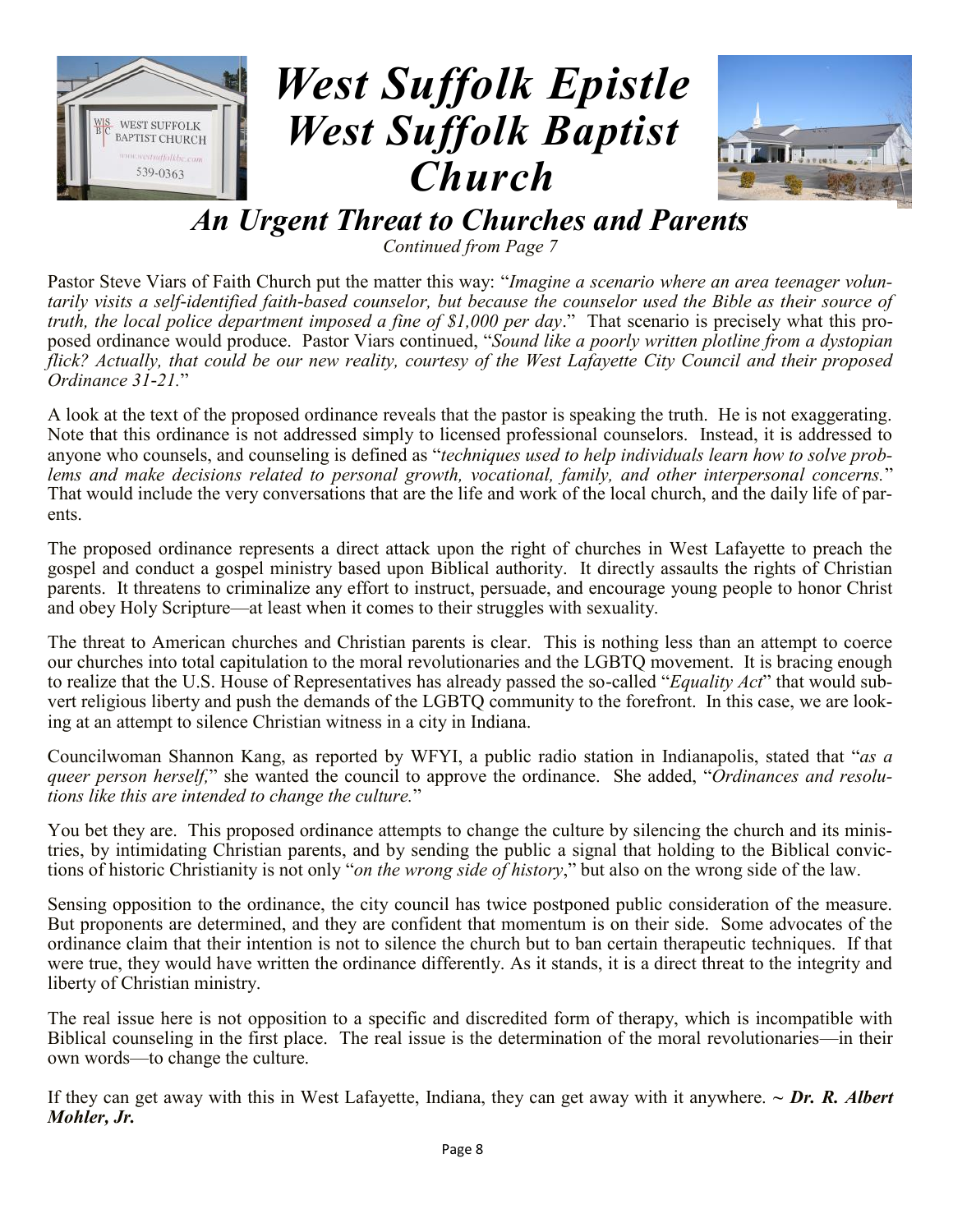# West Suffolk Epistle
# West Suffolk Baptist Church

## *An Urgent Threat to Churches and Parents*

*Continued from Page 7*

Pastor Steve Viars of Faith Church put the matter this way: "*Imagine a scenario where an area teenager voluntarily visits a self-identified faith-based counselor, but because the counselor used the Bible as their source of truth, the local police department imposed a fine of $1,000 per day*." That scenario is precisely what this proposed ordinance would produce. Pastor Viars continued, "*Sound like a poorly written plotline from a dystopian flick? Actually, that could be our new reality, courtesy of the West Lafayette City Council and their proposed Ordinance 31-21.*"

A look at the text of the proposed ordinance reveals that the pastor is speaking the truth. He is not exaggerating. Note that this ordinance is not addressed simply to licensed professional counselors. Instead, it is addressed to anyone who counsels, and counseling is defined as "*techniques used to help individuals learn how to solve problems and make decisions related to personal growth, vocational, family, and other interpersonal concerns.*" That would include the very conversations that are the life and work of the local church, and the daily life of parents.

The proposed ordinance represents a direct attack upon the right of churches in West Lafayette to preach the gospel and conduct a gospel ministry based upon Biblical authority. It directly assaults the rights of Christian parents. It threatens to criminalize any effort to instruct, persuade, and encourage young people to honor Christ and obey Holy Scripture—at least when it comes to their struggles with sexuality.

The threat to American churches and Christian parents is clear. This is nothing less than an attempt to coerce our churches into total capitulation to the moral revolutionaries and the LGBTQ movement. It is bracing enough to realize that the U.S. House of Representatives has already passed the so-called "*Equality Act*" that would subvert religious liberty and push the demands of the LGBTQ community to the forefront. In this case, we are looking at an attempt to silence Christian witness in a city in Indiana.

Councilwoman Shannon Kang, as reported by WFYI, a public radio station in Indianapolis, stated that "*as a queer person herself,*" she wanted the council to approve the ordinance. She added, "*Ordinances and resolutions like this are intended to change the culture.*"

You bet they are. This proposed ordinance attempts to change the culture by silencing the church and its ministries, by intimidating Christian parents, and by sending the public a signal that holding to the Biblical convictions of historic Christianity is not only "*on the wrong side of history*," but also on the wrong side of the law.

Sensing opposition to the ordinance, the city council has twice postponed public consideration of the measure. But proponents are determined, and they are confident that momentum is on their side. Some advocates of the ordinance claim that their intention is not to silence the church but to ban certain therapeutic techniques. If that were true, they would have written the ordinance differently. As it stands, it is a direct threat to the integrity and liberty of Christian ministry.

The real issue here is not opposition to a specific and discredited form of therapy, which is incompatible with Biblical counseling in the first place. The real issue is the determination of the moral revolutionaries—in their own words—to change the culture.

If they can get away with this in West Lafayette, Indiana, they can get away with it anywhere. ~ ***Dr. R. Albert Mohler, Jr.***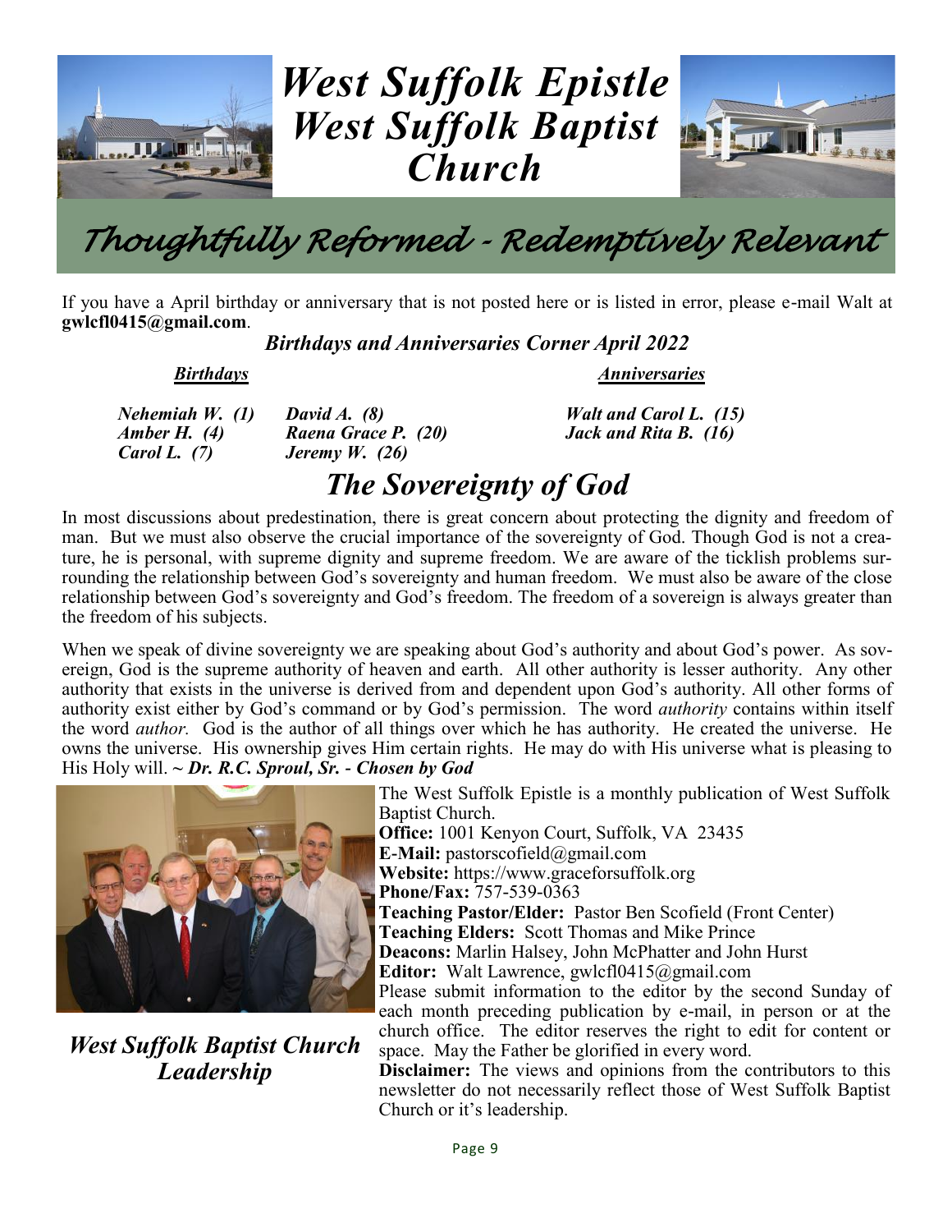# West Suffolk Epistle
# West Suffolk Baptist Church

## *Thoughtfully Reformed - Redemptively Relevant*

If you have a April birthday or anniversary that is not posted here or is listed in error, please e-mail Walt at **gwlcfl0415@gmail.com**.

### *Birthdays and Anniversaries Corner April 2022*

***Birthdays***

*Nehemiah W. (1)*
*Amber H. (4)*
*Carol L. (7)*
*David A. (8)*
*Raena Grace P. (20)*
*Jeremy W. (26)*

***Anniversaries***

*Walt and Carol L. (15)*
*Jack and Rita B. (16)*

## *The Sovereignty of God*

In most discussions about predestination, there is great concern about protecting the dignity and freedom of man. But we must also observe the crucial importance of the sovereignty of God. Though God is not a creature, he is personal, with supreme dignity and supreme freedom. We are aware of the ticklish problems surrounding the relationship between God's sovereignty and human freedom. We must also be aware of the close relationship between God's sovereignty and God's freedom. The freedom of a sovereign is always greater than the freedom of his subjects.

When we speak of divine sovereignty we are speaking about God's authority and about God's power. As sovereign, God is the supreme authority of heaven and earth. All other authority is lesser authority. Any other authority that exists in the universe is derived from and dependent upon God's authority. All other forms of authority exist either by God's command or by God's permission. The word *authority* contains within itself the word *author.* God is the author of all things over which he has authority. He created the universe. He owns the universe. His ownership gives Him certain rights. He may do with His universe what is pleasing to His Holy will. ~ ***Dr. R.C. Sproul, Sr. - Chosen by God***

*West Suffolk Baptist Church Leadership*

The West Suffolk Epistle is a monthly publication of West Suffolk Baptist Church.
**Office:** 1001 Kenyon Court, Suffolk, VA 23435
**E-Mail:** pastorscofield@gmail.com
**Website:** https://www.graceforsuffolk.org
**Phone/Fax:** 757-539-0363
**Teaching Pastor/Elder:** Pastor Ben Scofield (Front Center)
**Teaching Elders:** Scott Thomas and Mike Prince
**Deacons:** Marlin Halsey, John McPhatter and John Hurst
**Editor:** Walt Lawrence, gwlcfl0415@gmail.com
Please submit information to the editor by the second Sunday of each month preceding publication by e-mail, in person or at the church office. The editor reserves the right to edit for content or space. May the Father be glorified in every word.
**Disclaimer:** The views and opinions from the contributors to this newsletter do not necessarily reflect those of West Suffolk Baptist Church or it's leadership.